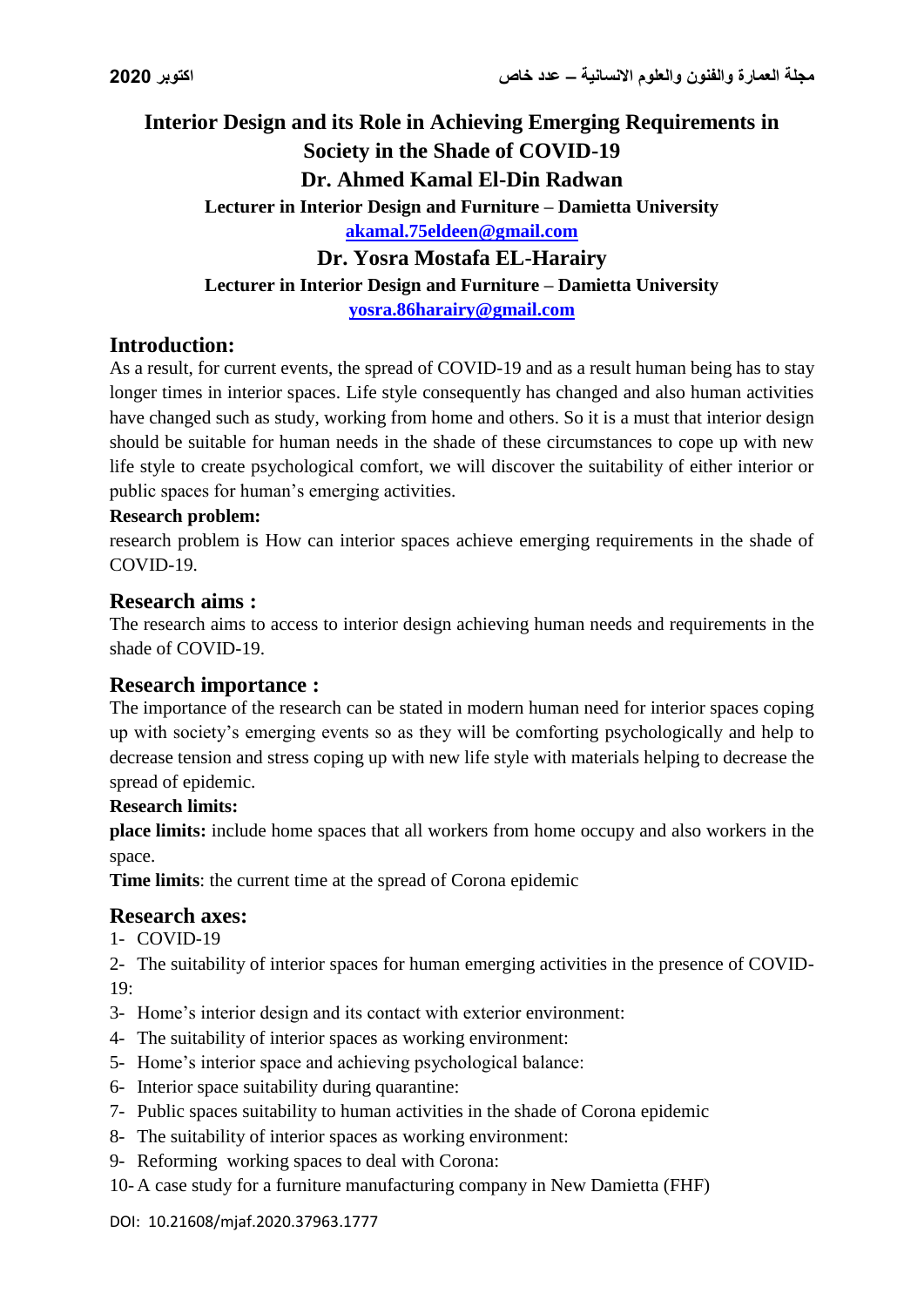# Interior Design and its Role in Achieving Emerging Requirements in Society in the Shade of COVID-19

**Dr. Ahmed Kamal El-Din Radwan**

**Lecturer in Interior Design and Furniture – Damietta University**

**akamal.75eldeen@gmail.com**

**Dr. Yosra Mostafa EL-Harairy**

**Lecturer in Interior Design and Furniture – Damietta University**

**yosra.86harairy@gmail.com**

## Introduction:

As a result, for current events, the spread of COVID-19 and as a result human being has to stay longer times in interior spaces. Life style consequently has changed and also human activities have changed such as study, working from home and others. So it is a must that interior design should be suitable for human needs in the shade of these circumstances to cope up with new life style to create psychological comfort, we will discover the suitability of either interior or public spaces for human's emerging activities.

**Research problem:**

research problem is How can interior spaces achieve emerging requirements in the shade of COVID-19.

## Research aims :

The research aims to access to interior design achieving human needs and requirements in the shade of COVID-19.

## Research importance :

The importance of the research can be stated in modern human need for interior spaces coping up with society's emerging events so as they will be comforting psychologically and help to decrease tension and stress coping up with new life style with materials helping to decrease the spread of epidemic.

**Research limits:**

**place limits:** include home spaces that all workers from home occupy and also workers in the space.

**Time limits**: the current time at the spread of Corona epidemic

## Research axes:

1- COVID-19
2- The suitability of interior spaces for human emerging activities in the presence of COVID-19:
3- Home's interior design and its contact with exterior environment:
4- The suitability of interior spaces as working environment:
5- Home's interior space and achieving psychological balance:
6- Interior space suitability during quarantine:
7- Public spaces suitability to human activities in the shade of Corona epidemic
8- The suitability of interior spaces as working environment:
9- Reforming working spaces to deal with Corona:
10- A case study for a furniture manufacturing company in New Damietta (FHF)

DOI: 10.21608/mjaf.2020.37963.1777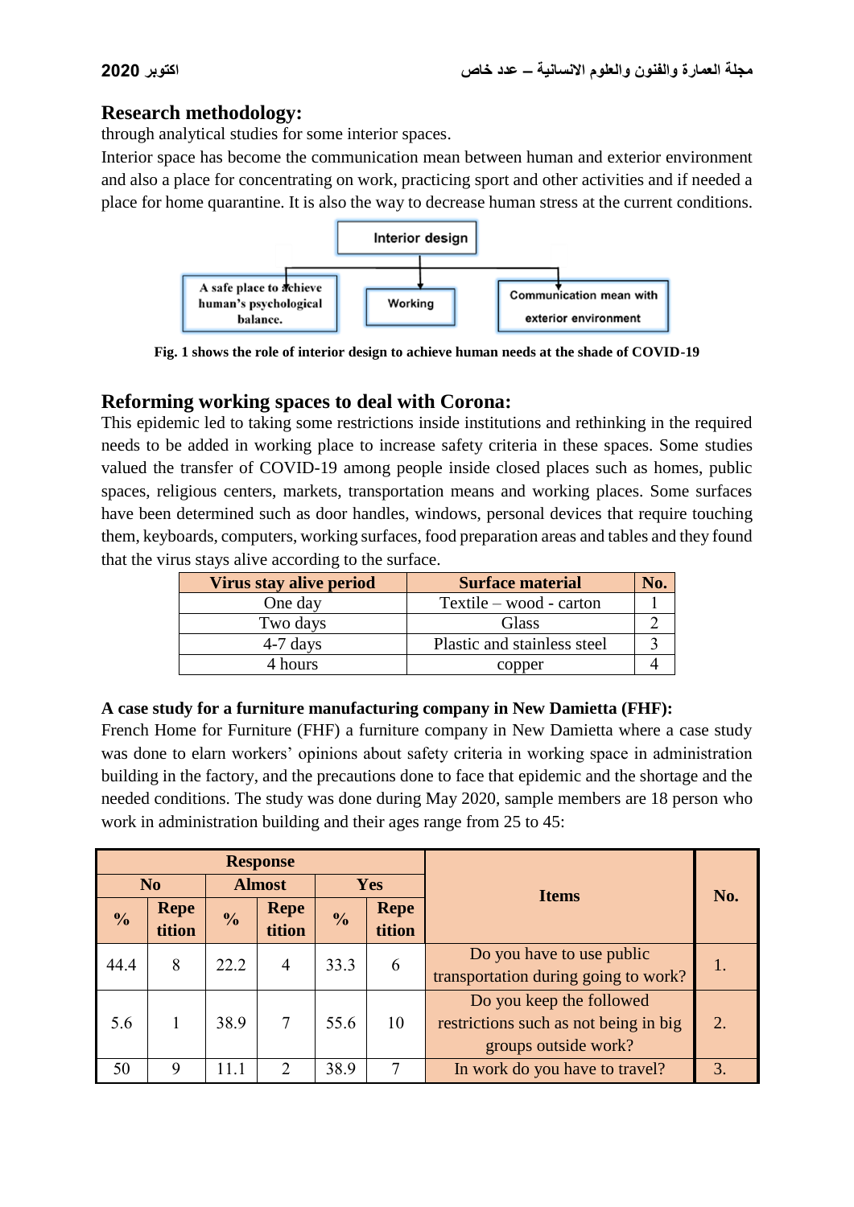## Research methodology:

through analytical studies for some interior spaces.

Interior space has become the communication mean between human and exterior environment and also a place for concentrating on work, practicing sport and other activities and if needed a place for home quarantine. It is also the way to decrease human stress at the current conditions.

Interior design

A safe place to achieve human's psychological balance. | Working | Communication mean with exterior environment

**Fig. 1 shows the role of interior design to achieve human needs at the shade of COVID-19**

## Reforming working spaces to deal with Corona:

This epidemic led to taking some restrictions inside institutions and rethinking in the required needs to be added in working place to increase safety criteria in these spaces. Some studies valued the transfer of COVID-19 among people inside closed places such as homes, public spaces, religious centers, markets, transportation means and working places. Some surfaces have been determined such as door handles, windows, personal devices that require touching them, keyboards, computers, working surfaces, food preparation areas and tables and they found that the virus stays alive according to the surface.

| Virus stay alive period | Surface material | No. |
|---|---|---|
| One day | Textile – wood - carton | 1 |
| Two days | Glass | 2 |
| 4-7 days | Plastic and stainless steel | 3 |
| 4 hours | copper | 4 |

### A case study for a furniture manufacturing company in New Damietta (FHF):

French Home for Furniture (FHF) a furniture company in New Damietta where a case study was done to elarn workers' opinions about safety criteria in working space in administration building in the factory, and the precautions done to face that epidemic and the shortage and the needed conditions. The study was done during May 2020, sample members are 18 person who work in administration building and their ages range from 25 to 45:

| Response | | | | | | Items | No. |
|---|---|---|---|---|---|---|---|
| No | | Almost | | Yes | | | |
| % | Repetition | % | Repetition | % | Repetition | | |
| 44.4 | 8 | 22.2 | 4 | 33.3 | 6 | Do you have to use public transportation during going to work? | 1. |
| 5.6 | 1 | 38.9 | 7 | 55.6 | 10 | Do you keep the followed restrictions such as not being in big groups outside work? | 2. |
| 50 | 9 | 11.1 | 2 | 38.9 | 7 | In work do you have to travel? | 3. |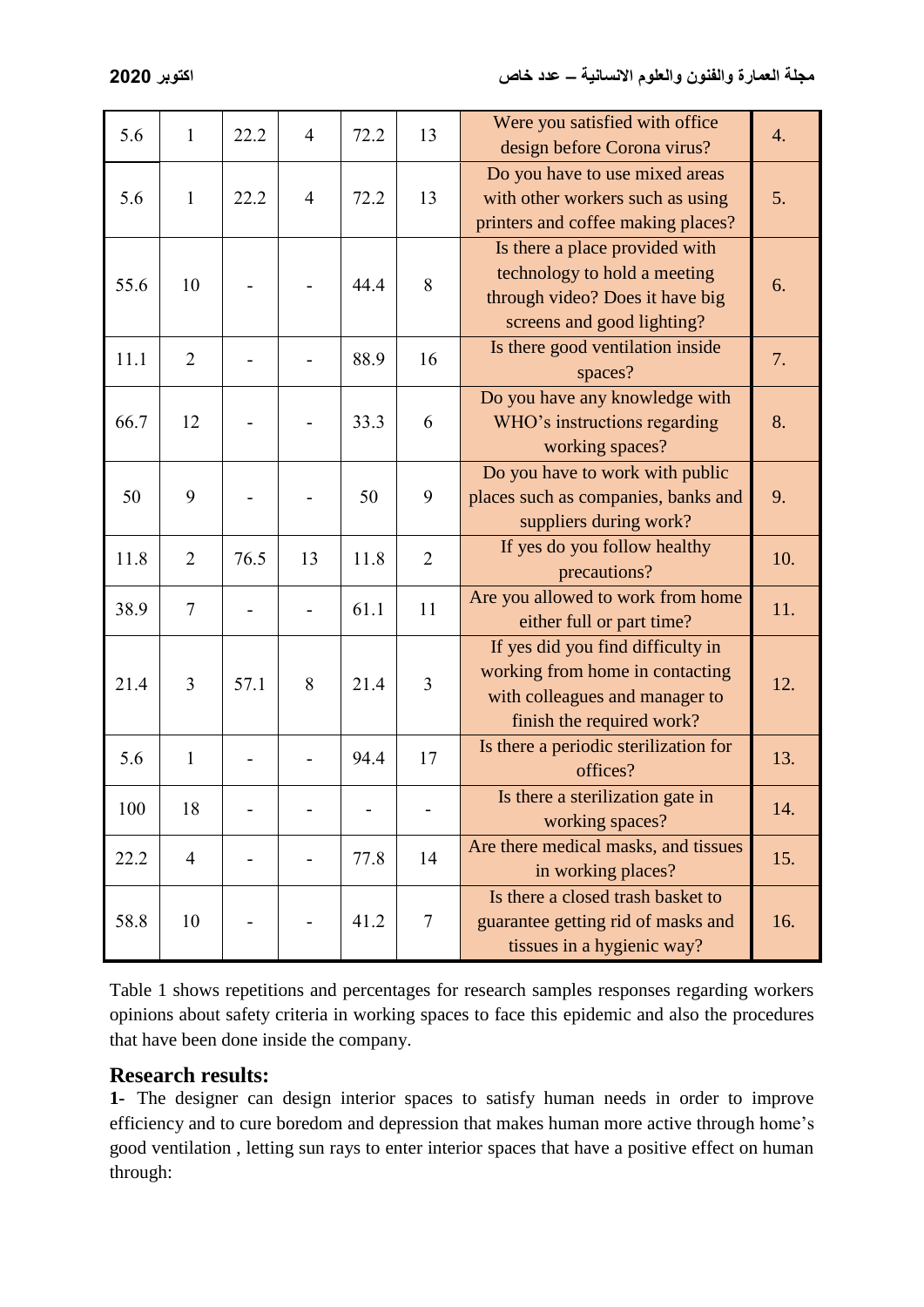| 5.6 | 1 | 22.2 | 4 | 72.2 | 13 | Were you satisfied with office design before Corona virus? | 4. |
|---|---|---|---|---|---|---|---|
| 5.6 | 1 | 22.2 | 4 | 72.2 | 13 | Do you have to use mixed areas with other workers such as using printers and coffee making places? | 5. |
| 55.6 | 10 | - | - | 44.4 | 8 | Is there a place provided with technology to hold a meeting through video? Does it have big screens and good lighting? | 6. |
| 11.1 | 2 | - | - | 88.9 | 16 | Is there good ventilation inside spaces? | 7. |
| 66.7 | 12 | - | - | 33.3 | 6 | Do you have any knowledge with WHO's instructions regarding working spaces? | 8. |
| 50 | 9 | - | - | 50 | 9 | Do you have to work with public places such as companies, banks and suppliers during work? | 9. |
| 11.8 | 2 | 76.5 | 13 | 11.8 | 2 | If yes do you follow healthy precautions? | 10. |
| 38.9 | 7 | - | - | 61.1 | 11 | Are you allowed to work from home either full or part time? | 11. |
| 21.4 | 3 | 57.1 | 8 | 21.4 | 3 | If yes did you find difficulty in working from home in contacting with colleagues and manager to finish the required work? | 12. |
| 5.6 | 1 | - | - | 94.4 | 17 | Is there a periodic sterilization for offices? | 13. |
| 100 | 18 | - | - | - | - | Is there a sterilization gate in working spaces? | 14. |
| 22.2 | 4 | - | - | 77.8 | 14 | Are there medical masks, and tissues in working places? | 15. |
| 58.8 | 10 | - | - | 41.2 | 7 | Is there a closed trash basket to guarantee getting rid of masks and tissues in a hygienic way? | 16. |

Table 1 shows repetitions and percentages for research samples responses regarding workers opinions about safety criteria in working spaces to face this epidemic and also the procedures that have been done inside the company.

## Research results:

**1-** The designer can design interior spaces to satisfy human needs in order to improve efficiency and to cure boredom and depression that makes human more active through home's good ventilation , letting sun rays to enter interior spaces that have a positive effect on human through: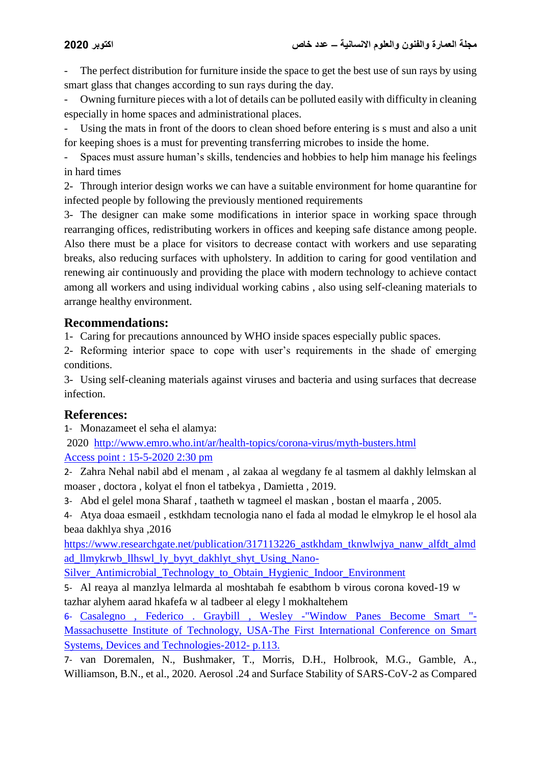- The perfect distribution for furniture inside the space to get the best use of sun rays by using smart glass that changes according to sun rays during the day.
- Owning furniture pieces with a lot of details can be polluted easily with difficulty in cleaning especially in home spaces and administrational places.
- Using the mats in front of the doors to clean shoed before entering is s must and also a unit for keeping shoes is a must for preventing transferring microbes to inside the home.
- Spaces must assure human's skills, tendencies and hobbies to help him manage his feelings in hard times

2- Through interior design works we can have a suitable environment for home quarantine for infected people by following the previously mentioned requirements

3- The designer can make some modifications in interior space in working space through rearranging offices, redistributing workers in offices and keeping safe distance among people. Also there must be a place for visitors to decrease contact with workers and use separating breaks, also reducing surfaces with upholstery. In addition to caring for good ventilation and renewing air continuously and providing the place with modern technology to achieve contact among all workers and using individual working cabins , also using self-cleaning materials to arrange healthy environment.

## Recommendations:

1- Caring for precautions announced by WHO inside spaces especially public spaces.

2- Reforming interior space to cope with user's requirements in the shade of emerging conditions.

3- Using self-cleaning materials against viruses and bacteria and using surfaces that decrease infection.

## References:

1- Monazameet el seha el alamya:
2020 http://www.emro.who.int/ar/health-topics/corona-virus/myth-busters.html
Access point : 15-5-2020 2:30 pm

2- Zahra Nehal nabil abd el menam , al zakaa al wegdany fe al tasmem al dakhly lelmskan al moaser , doctora , kolyat el fnon el tatbekya , Damietta , 2019.

3- Abd el gelel mona Sharaf , taatheth w tagmeel el maskan , bostan el maarfa , 2005.

4- Atya doaa esmaeil , estkhdam tecnologia nano el fada al modad le elmykrop le el hosol ala beaa dakhlya shya ,2016
https://www.researchgate.net/publication/317113226_astkhdam_tknwlwjya_nanw_alfdt_almdad_llmykrwb_llhswl_ly_byyt_dakhlyt_shyt_Using_Nano-Silver_Antimicrobial_Technology_to_Obtain_Hygienic_Indoor_Environment

5- Al reaya al manzlya lelmarda al moshtabah fe esabthom b virous corona koved-19 w tazhar alyhem aarad hkafefa w al tadbeer al elegy l mokhaltehem

6- Casalegno , Federico . Graybill , Wesley -"Window Panes Become Smart "- Massachusette Institute of Technology, USA-The First International Conference on Smart Systems, Devices and Technologies-2012- p.113.

7- van Doremalen, N., Bushmaker, T., Morris, D.H., Holbrook, M.G., Gamble, A., Williamson, B.N., et al., 2020. Aerosol .24 and Surface Stability of SARS-CoV-2 as Compared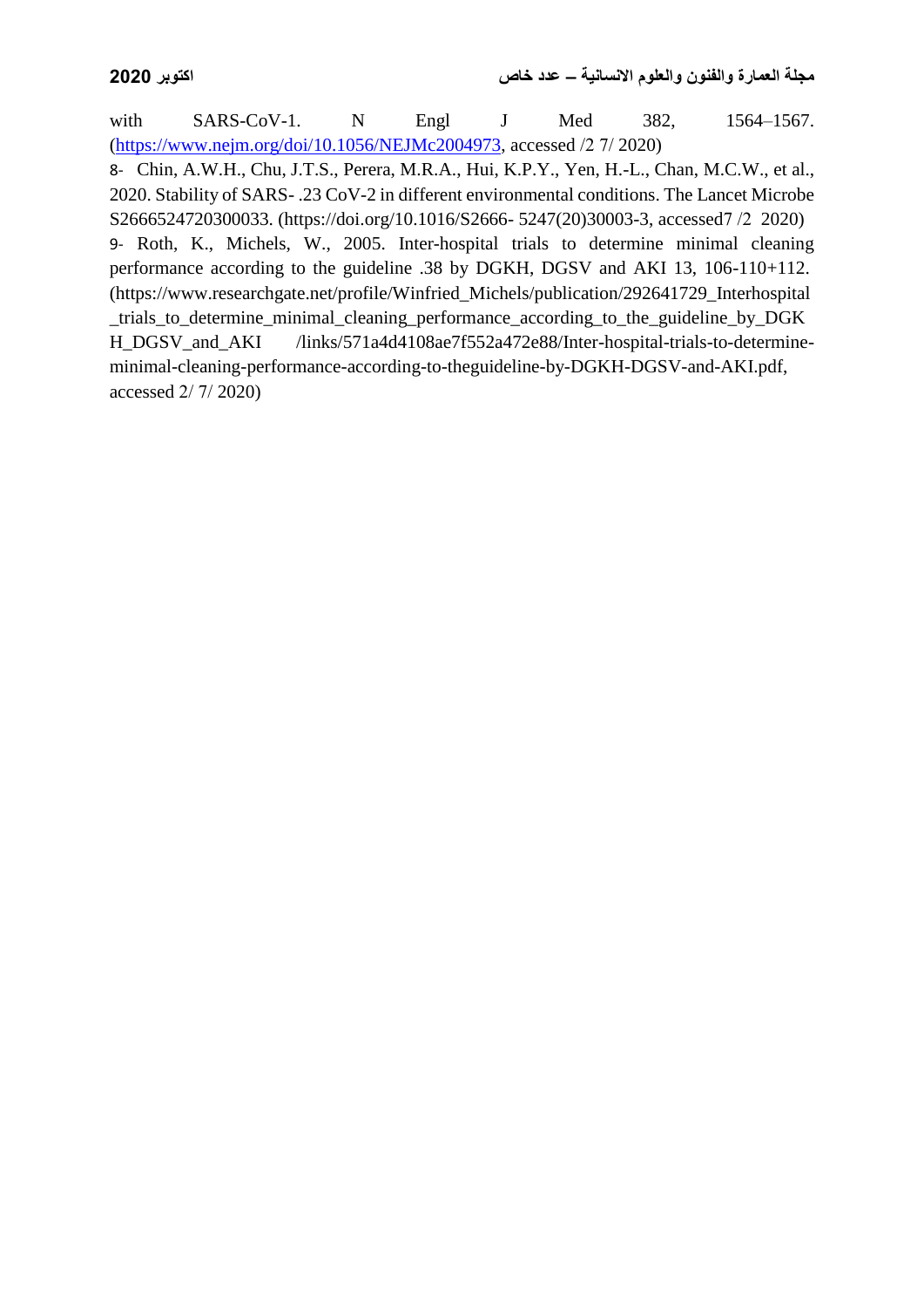with SARS-CoV-1. N Engl J Med 382, 1564–1567. (https://www.nejm.org/doi/10.1056/NEJMc2004973, accessed /2 7/ 2020)

8- Chin, A.W.H., Chu, J.T.S., Perera, M.R.A., Hui, K.P.Y., Yen, H.-L., Chan, M.C.W., et al., 2020. Stability of SARS- .23 CoV-2 in different environmental conditions. The Lancet Microbe S2666524720300033. (https://doi.org/10.1016/S2666- 5247(20)30003-3, accessed7 /2 2020)

9- Roth, K., Michels, W., 2005. Inter-hospital trials to determine minimal cleaning performance according to the guideline .38 by DGKH, DGSV and AKI 13, 106-110+112. (https://www.researchgate.net/profile/Winfried_Michels/publication/292641729_Interhospital_trials_to_determine_minimal_cleaning_performance_according_to_the_guideline_by_DGKH_DGSV_and_AKI /links/571a4d4108ae7f552a472e88/Inter-hospital-trials-to-determine-minimal-cleaning-performance-according-to-theguideline-by-DGKH-DGSV-and-AKI.pdf, accessed 2/ 7/ 2020)